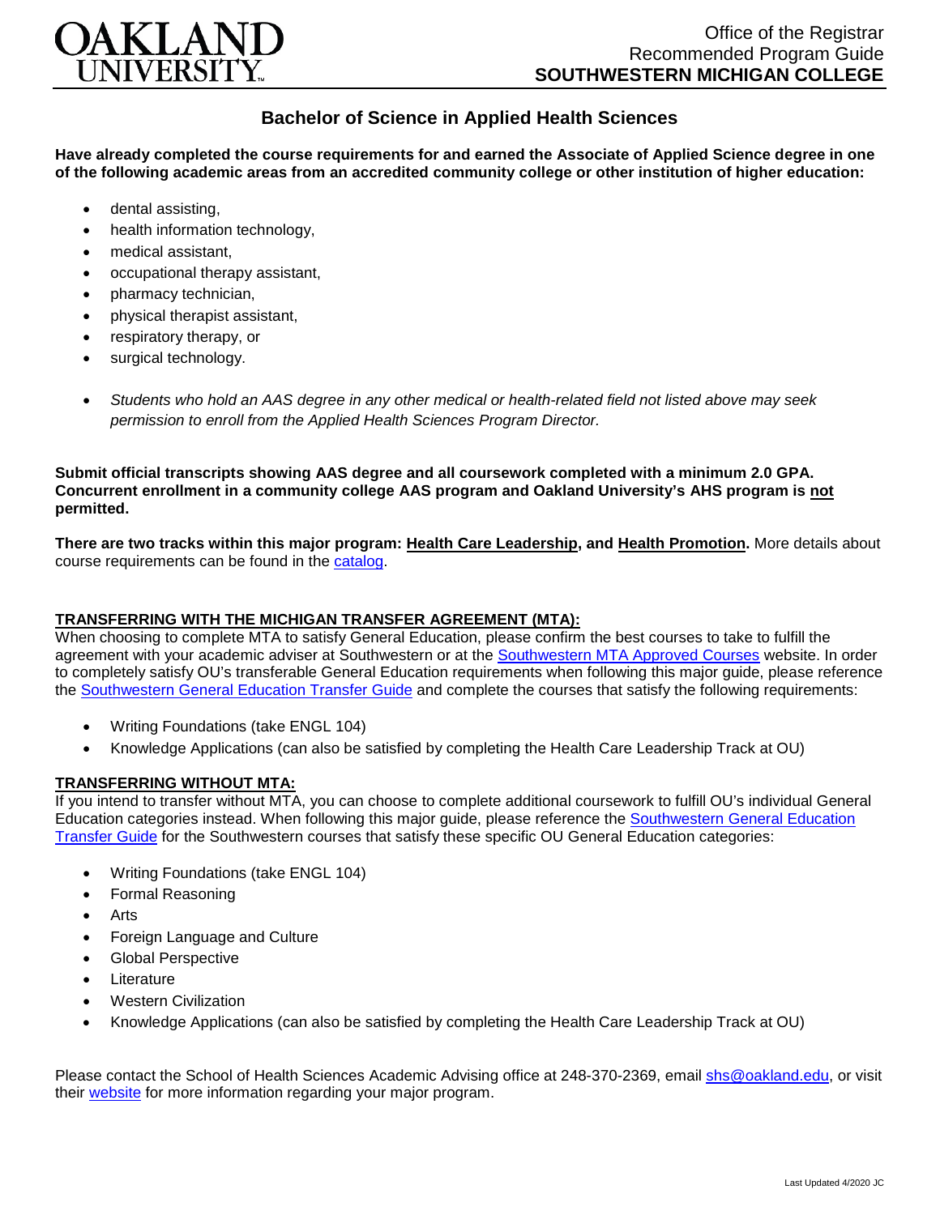# Bachelor of Science in Applied Health Sciences

**Have already completed the course requirements for and earned the Associate of Applied Science degree in one of the following academic areas from an accredited community college or other institution of higher education:**

- dental assisting,
- health information technology,
- medical assistant,
- occupational therapy assistant,
- pharmacy technician,
- physical therapist assistant,
- respiratory therapy, or
- surgical technology.

- *Students who hold an AAS degree in any other medical or health-related field not listed above may seek permission to enroll from the Applied Health Sciences Program Director.*

**Submit official transcripts showing AAS degree and all coursework completed with a minimum 2.0 GPA. Concurrent enrollment in a community college AAS program and Oakland University's AHS program is not permitted.**

**There are two tracks within this major program: Health Care Leadership, and Health Promotion.** More details about course requirements can be found in the catalog.

## TRANSFERRING WITH THE MICHIGAN TRANSFER AGREEMENT (MTA):

When choosing to complete MTA to satisfy General Education, please confirm the best courses to take to fulfill the agreement with your academic adviser at Southwestern or at the Southwestern MTA Approved Courses website. In order to completely satisfy OU's transferable General Education requirements when following this major guide, please reference the Southwestern General Education Transfer Guide and complete the courses that satisfy the following requirements:

- Writing Foundations (take ENGL 104)
- Knowledge Applications (can also be satisfied by completing the Health Care Leadership Track at OU)

## TRANSFERRING WITHOUT MTA:

If you intend to transfer without MTA, you can choose to complete additional coursework to fulfill OU's individual General Education categories instead. When following this major guide, please reference the Southwestern General Education Transfer Guide for the Southwestern courses that satisfy these specific OU General Education categories:

- Writing Foundations (take ENGL 104)
- Formal Reasoning
- Arts
- Foreign Language and Culture
- Global Perspective
- Literature
- Western Civilization
- Knowledge Applications (can also be satisfied by completing the Health Care Leadership Track at OU)

Please contact the School of Health Sciences Academic Advising office at 248-370-2369, email shs@oakland.edu, or visit their website for more information regarding your major program.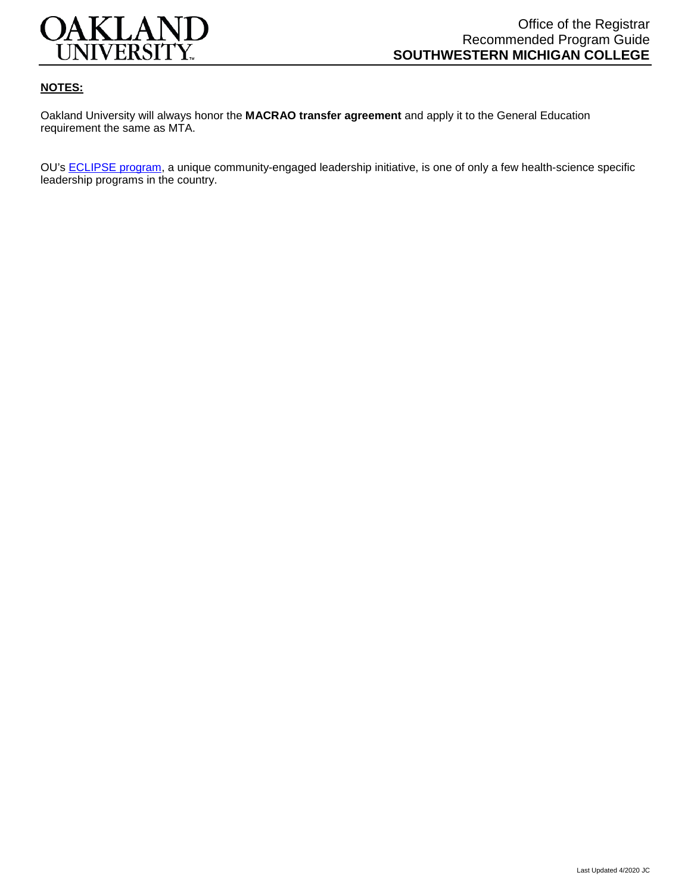**NOTES:**

Oakland University will always honor the **MACRAO transfer agreement** and apply it to the General Education requirement the same as MTA.

OU's ECLIPSE program, a unique community-engaged leadership initiative, is one of only a few health-science specific leadership programs in the country.

Last Updated 4/2020 JC